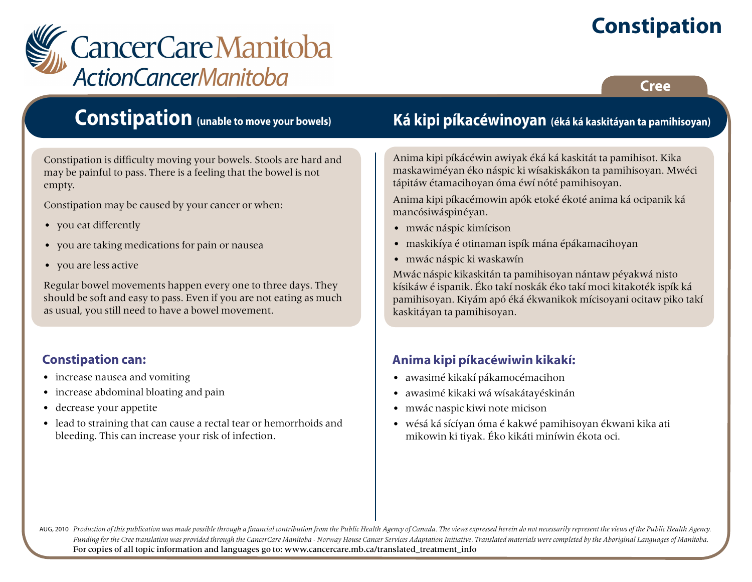# Constipation

CancerCare Manitoba
ActionCancerManitoba

Cree

## Constipation (unable to move your bowels)

Constipation is difficulty moving your bowels. Stools are hard and may be painful to pass. There is a feeling that the bowel is not empty.

Constipation may be caused by your cancer or when:

- you eat differently
- you are taking medications for pain or nausea
- you are less active

Regular bowel movements happen every one to three days. They should be soft and easy to pass. Even if you are not eating as much as usual, you still need to have a bowel movement.

### Constipation can:

- increase nausea and vomiting
- increase abdominal bloating and pain
- decrease your appetite
- lead to straining that can cause a rectal tear or hemorrhoids and bleeding. This can increase your risk of infection.

## Ká kipi píkacéwinoyan (éká ká kaskitáyan ta pamihisoyan)

Anima kipi píkácéwin awiyak éká ká kaskitát ta pamihisot. Kika maskawiméyan éko náspic ki wísakiskákon ta pamihisoyan. Mwéci tápitáw étamacihoyan óma éwí nóté pamihisoyan.

Anima kipi píkacémowin apók etoké ékoté anima ká ocipanik ká mancósiwáspinéyan.

- mwác náspic kimícison
- maskikíya é otinaman ispík mána épákamacihoyan
- mwác náspic ki waskawín

Mwác náspic kikaskitán ta pamihisoyan nántaw péyakwá nisto kísikáw é ispanik. Éko takí noskák éko takí moci kitakoték ispík ká pamihisoyan. Kiyám apó éká ékwanikok mícisoyani ocitaw piko takí kaskitáyan ta pamihisoyan.

### Anima kipi píkacéwiwin kikakí:

- awasimé kikakí pákamocémacihon
- awasimé kikaki wá wísakátayéskinán
- mwác naspic kiwi note micison
- wésá ká sícíyan óma é kakwé pamihisoyan ékwani kika ati mikowin ki tiyak. Éko kikáti miníwin ékota oci.

AUG, 2010 *Production of this publication was made possible through a financial contribution from the Public Health Agency of Canada. The views expressed herein do not necessarily represent the views of the Public Health Agency. Funding for the Cree translation was provided through the CancerCare Manitoba - Norway House Cancer Services Adaptation Initiative. Translated materials were completed by the Aboriginal Languages of Manitoba.*
For copies of all topic information and languages go to: www.cancercare.mb.ca/translated_treatment_info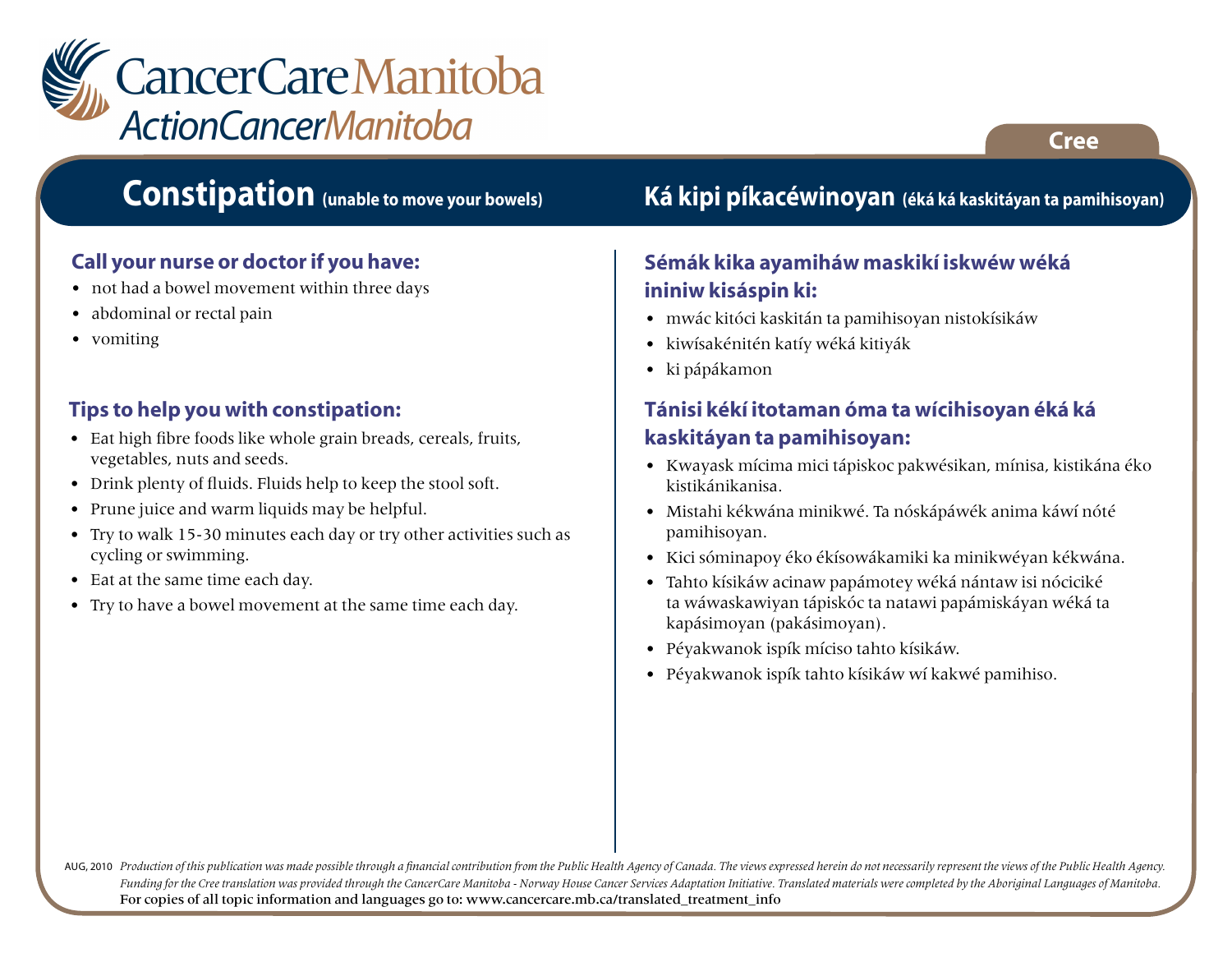CancerCare Manitoba
ActionCancerManitoba

Cree

# Constipation (unable to move your bowels)

### Call your nurse or doctor if you have:

- not had a bowel movement within three days
- abdominal or rectal pain
- vomiting

### Tips to help you with constipation:

- Eat high fibre foods like whole grain breads, cereals, fruits, vegetables, nuts and seeds.
- Drink plenty of fluids. Fluids help to keep the stool soft.
- Prune juice and warm liquids may be helpful.
- Try to walk 15-30 minutes each day or try other activities such as cycling or swimming.
- Eat at the same time each day.
- Try to have a bowel movement at the same time each day.

# Ká kipi píkacéwinoyan (éká ká kaskitáyan ta pamihisoyan)

### Sémák kika ayamiháw maskikí iskwéw wéká ininiw kisáspin ki:

- mwác kitóci kaskitán ta pamihisoyan nistokísikáw
- kiwísakénitén katíy wéká kitiyák
- ki pápákamon

### Tánisi kékí itotaman óma ta wícihisoyan éká ká kaskitáyan ta pamihisoyan:

- Kwayask mícima mici tápiskoc pakwésikan, mínisa, kistikána éko kistikánikanisa.
- Mistahi kékwána minikwé. Ta nóskápáwék anima káwí nóté pamihisoyan.
- Kici sóminapoy éko ékísowákamiki ka minikwéyan kékwána.
- Tahto kísikáw acinaw papámotey wéká nántaw isi nóciciké ta wáwaskawiyan tápiskóc ta natawi papámiskáyan wéká ta kapásimoyan (pakásimoyan).
- Péyakwanok ispík míciso tahto kísikáw.
- Péyakwanok ispík tahto kísikáw wí kakwé pamihiso.

AUG, 2010 *Production of this publication was made possible through a financial contribution from the Public Health Agency of Canada. The views expressed herein do not necessarily represent the views of the Public Health Agency. Funding for the Cree translation was provided through the CancerCare Manitoba - Norway House Cancer Services Adaptation Initiative. Translated materials were completed by the Aboriginal Languages of Manitoba.*
For copies of all topic information and languages go to: www.cancercare.mb.ca/translated_treatment_info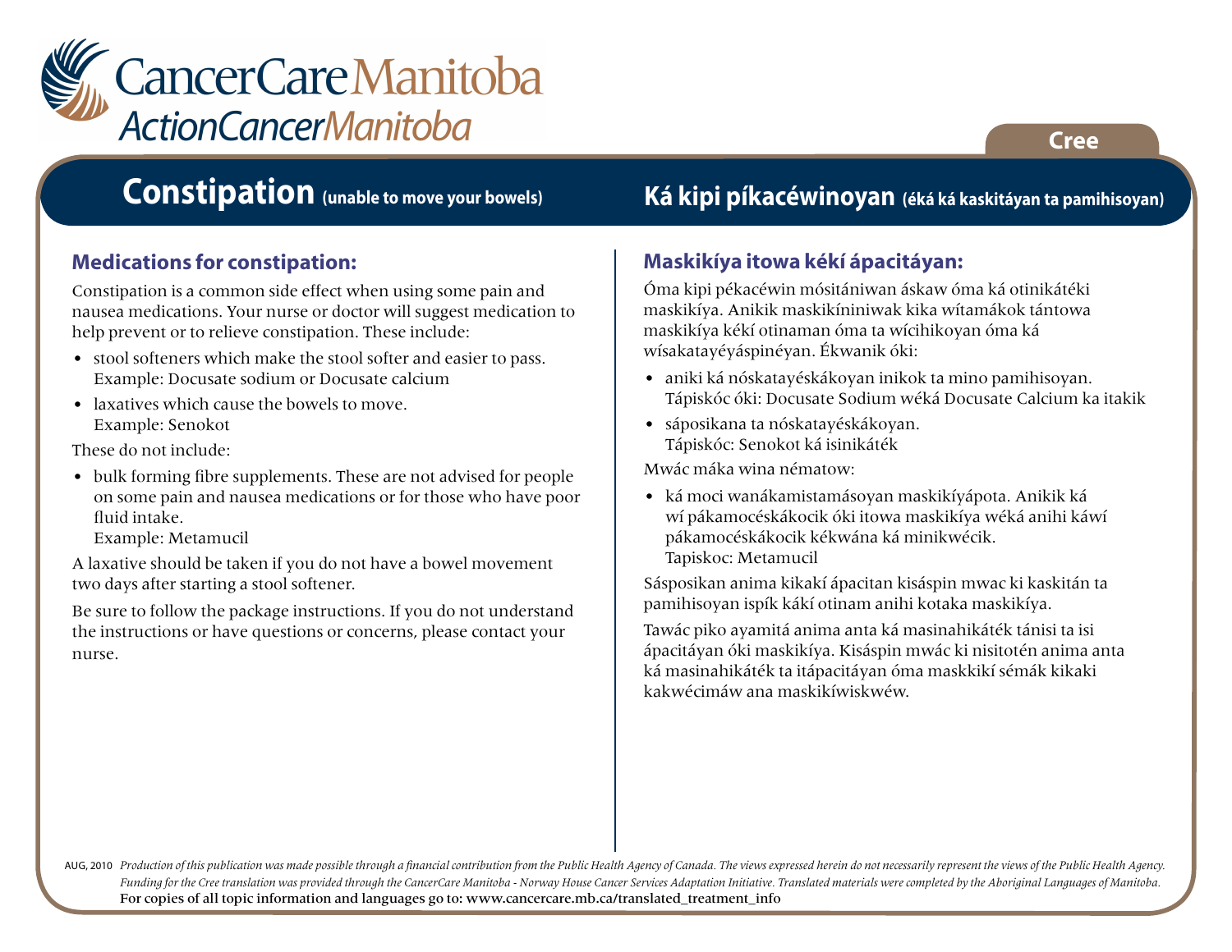CancerCare Manitoba
ActionCancerManitoba

Cree

# Constipation (unable to move your bowels)

## Medications for constipation:

Constipation is a common side effect when using some pain and nausea medications. Your nurse or doctor will suggest medication to help prevent or to relieve constipation. These include:

- stool softeners which make the stool softer and easier to pass.
  Example: Docusate sodium or Docusate calcium
- laxatives which cause the bowels to move.
  Example: Senokot

These do not include:

- bulk forming fibre supplements. These are not advised for people on some pain and nausea medications or for those who have poor fluid intake.
  Example: Metamucil

A laxative should be taken if you do not have a bowel movement two days after starting a stool softener.

Be sure to follow the package instructions. If you do not understand the instructions or have questions or concerns, please contact your nurse.

# Ká kipi píkacéwinoyan (éká ká kaskitáyan ta pamihisoyan)

## Maskikíya itowa kékí ápacitáyan:

Óma kipi pékacéwin mósitániwan áskaw óma ká otinikátéki maskikíya. Anikik maskikíniniwak kika wítamákok tántowa maskikíya kékí otinaman óma ta wícihikoyan óma ká wísakatayéyáspinéyan. Ékwanik óki:

- aniki ká nóskatayéskákoyan inikok ta mino pamihisoyan.
  Tápiskóc óki: Docusate Sodium wéká Docusate Calcium ka itakik
- sáposikana ta nóskatayéskákoyan.
  Tápiskóc: Senokot ká isinikáték

Mwác máka wina nématow:

- ká moci wanákamistamásoyan maskikíyápota. Anikik ká wí pákamocéskákocik óki itowa maskikíya wéká anihi káwí pákamocéskákocik kékwána ká minikwécik.
  Tapiskoc: Metamucil

Sásposikan anima kikakí ápacitan kisáspin mwac ki kaskitán ta pamihisoyan ispík kákí otinam anihi kotaka maskikíya.

Tawác piko ayamitá anima anta ká masinahikáték tánisi ta isi ápacitáyan óki maskikíya. Kisáspin mwác ki nisitotén anima anta ká masinahikáték ta itápacitáyan óma maskkikí sémák kikaki kakwécimáw ana maskikíwiskwéw.

AUG, 2010 *Production of this publication was made possible through a financial contribution from the Public Health Agency of Canada. The views expressed herein do not necessarily represent the views of the Public Health Agency. Funding for the Cree translation was provided through the CancerCare Manitoba - Norway House Cancer Services Adaptation Initiative. Translated materials were completed by the Aboriginal Languages of Manitoba.*
For copies of all topic information and languages go to: www.cancercare.mb.ca/translated_treatment_info